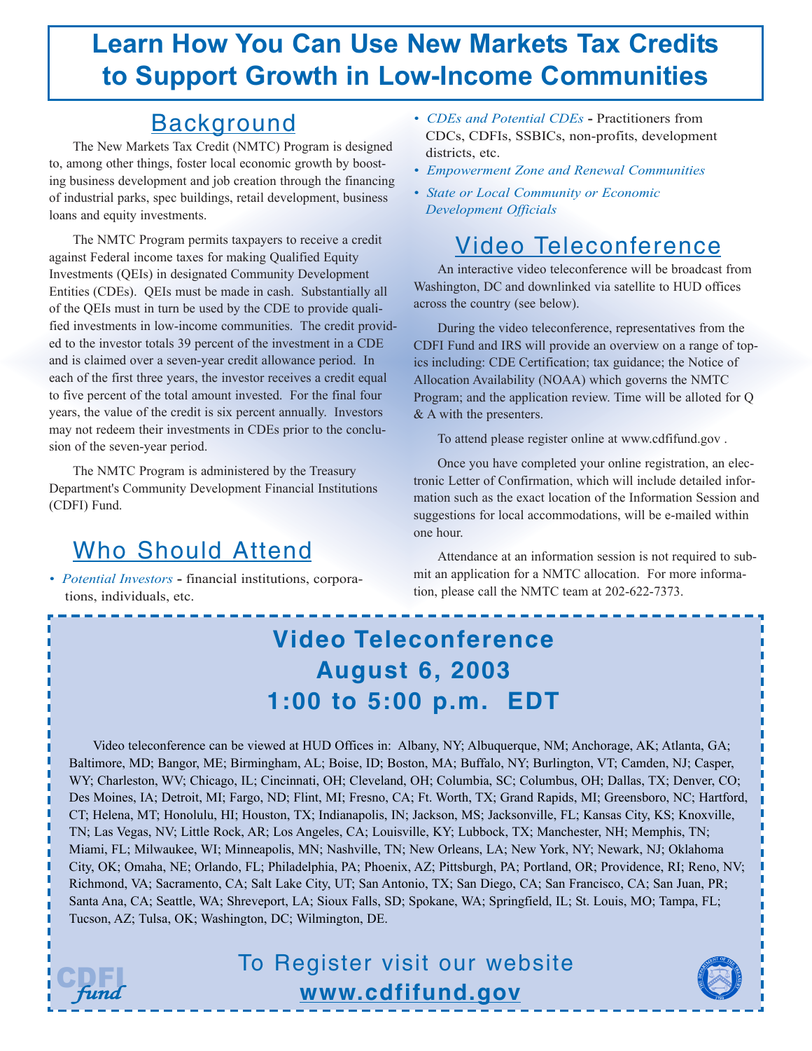# Learn How You Can Use New Markets Tax Credits to Support Growth in Low-Income Communities

## Background

The New Markets Tax Credit (NMTC) Program is designed to, among other things, foster local economic growth by boosting business development and job creation through the financing of industrial parks, spec buildings, retail development, business loans and equity investments.

The NMTC Program permits taxpayers to receive a credit against Federal income taxes for making Qualified Equity Investments (QEIs) in designated Community Development Entities (CDEs). QEIs must be made in cash. Substantially all of the QEIs must in turn be used by the CDE to provide qualified investments in low-income communities. The credit provided to the investor totals 39 percent of the investment in a CDE and is claimed over a seven-year credit allowance period. In each of the first three years, the investor receives a credit equal to five percent of the total amount invested. For the final four years, the value of the credit is six percent annually. Investors may not redeem their investments in CDEs prior to the conclusion of the seven-year period.

The NMTC Program is administered by the Treasury Department's Community Development Financial Institutions (CDFI) Fund.

## Who Should Attend

- *Potential Investors* - financial institutions, corporations, individuals, etc.
- *CDEs and Potential CDEs* - Practitioners from CDCs, CDFIs, SSBICs, non-profits, development districts, etc.
- *Empowerment Zone and Renewal Communities*
- *State or Local Community or Economic Development Officials*

## Video Teleconference

An interactive video teleconference will be broadcast from Washington, DC and downlinked via satellite to HUD offices across the country (see below).

During the video teleconference, representatives from the CDFI Fund and IRS will provide an overview on a range of topics including: CDE Certification; tax guidance; the Notice of Allocation Availability (NOAA) which governs the NMTC Program; and the application review. Time will be alloted for Q & A with the presenters.

To attend please register online at www.cdfifund.gov .

Once you have completed your online registration, an electronic Letter of Confirmation, which will include detailed information such as the exact location of the Information Session and suggestions for local accommodations, will be e-mailed within one hour.

Attendance at an information session is not required to submit an application for a NMTC allocation. For more information, please call the NMTC team at 202-622-7373.

## Video Teleconference
## August 6, 2003
## 1:00 to 5:00 p.m. EDT

Video teleconference can be viewed at HUD Offices in: Albany, NY; Albuquerque, NM; Anchorage, AK; Atlanta, GA; Baltimore, MD; Bangor, ME; Birmingham, AL; Boise, ID; Boston, MA; Buffalo, NY; Burlington, VT; Camden, NJ; Casper, WY; Charleston, WV; Chicago, IL; Cincinnati, OH; Cleveland, OH; Columbia, SC; Columbus, OH; Dallas, TX; Denver, CO; Des Moines, IA; Detroit, MI; Fargo, ND; Flint, MI; Fresno, CA; Ft. Worth, TX; Grand Rapids, MI; Greensboro, NC; Hartford, CT; Helena, MT; Honolulu, HI; Houston, TX; Indianapolis, IN; Jackson, MS; Jacksonville, FL; Kansas City, KS; Knoxville, TN; Las Vegas, NV; Little Rock, AR; Los Angeles, CA; Louisville, KY; Lubbock, TX; Manchester, NH; Memphis, TN; Miami, FL; Milwaukee, WI; Minneapolis, MN; Nashville, TN; New Orleans, LA; New York, NY; Newark, NJ; Oklahoma City, OK; Omaha, NE; Orlando, FL; Philadelphia, PA; Phoenix, AZ; Pittsburgh, PA; Portland, OR; Providence, RI; Reno, NV; Richmond, VA; Sacramento, CA; Salt Lake City, UT; San Antonio, TX; San Diego, CA; San Francisco, CA; San Juan, PR; Santa Ana, CA; Seattle, WA; Shreveport, LA; Sioux Falls, SD; Spokane, WA; Springfield, IL; St. Louis, MO; Tampa, FL; Tucson, AZ; Tulsa, OK; Washington, DC; Wilmington, DE.

CDFI fund

To Register visit our website
**www.cdfifund.gov**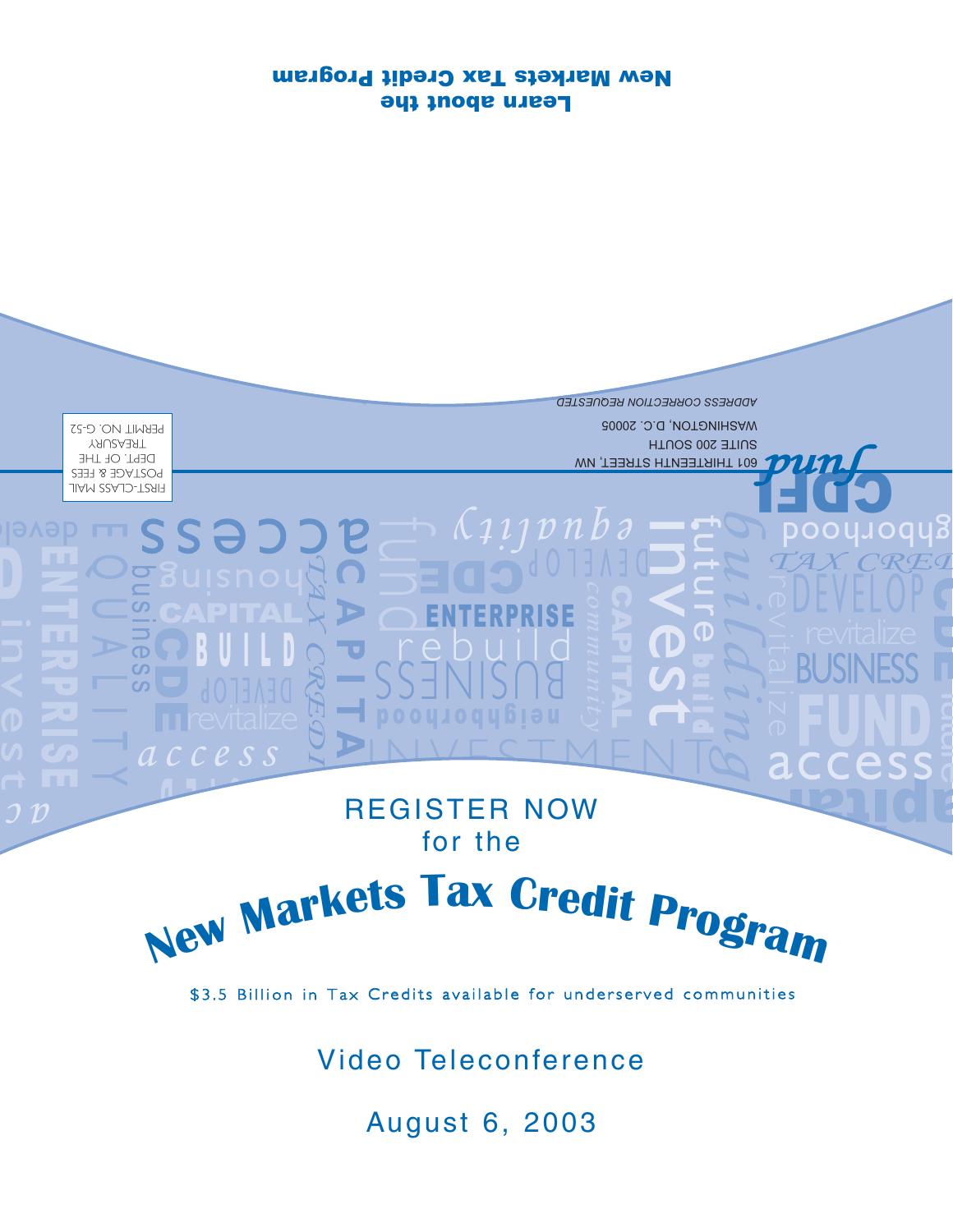**Learn about the**
**New Markets Tax Credit Program**

CDFI *fund*

601 THIRTEENTH STREET, NW
SUITE 200 SOUTH
WASHINGTON, D.C. 20005

*ADDRESS CORRECTION REQUESTED*

FIRST-CLASS MAIL
POSTAGE & FEES
DEPT. OF THE
TREASURY
PERMIT NO. G-52

REGISTER NOW
for the

# New Markets Tax Credit Program

$3.5 Billion in Tax Credits available for underserved communities

Video Teleconference

August 6, 2003